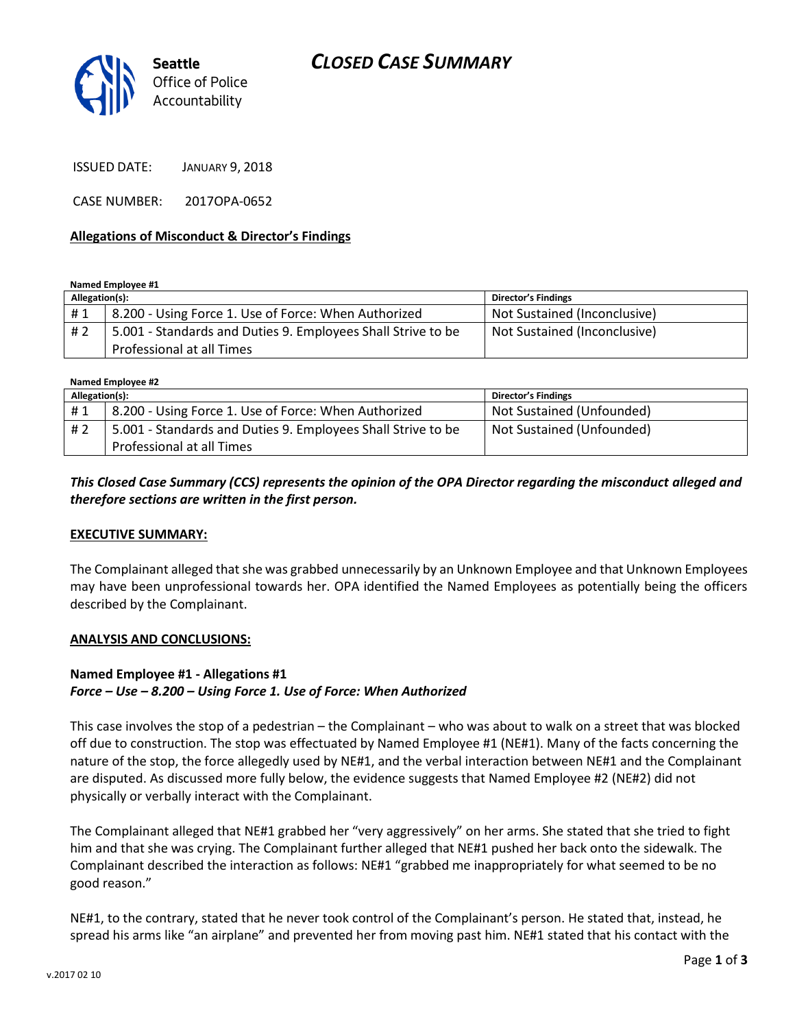# CLOSED CASE SUMMARY

Seattle Office of Police Accountability

ISSUED DATE: JANUARY 9, 2018

CASE NUMBER: 2017OPA-0652

**Allegations of Misconduct & Director's Findings**

**Named Employee #1**

| Allegation(s): | | Director's Findings |
|---|---|---|
| # 1 | 8.200 - Using Force 1. Use of Force: When Authorized | Not Sustained (Inconclusive) |
| # 2 | 5.001 - Standards and Duties 9. Employees Shall Strive to be Professional at all Times | Not Sustained (Inconclusive) |

**Named Employee #2**

| Allegation(s): | | Director's Findings |
|---|---|---|
| # 1 | 8.200 - Using Force 1. Use of Force: When Authorized | Not Sustained (Unfounded) |
| # 2 | 5.001 - Standards and Duties 9. Employees Shall Strive to be Professional at all Times | Not Sustained (Unfounded) |

***This Closed Case Summary (CCS) represents the opinion of the OPA Director regarding the misconduct alleged and therefore sections are written in the first person.***

**EXECUTIVE SUMMARY:**

The Complainant alleged that she was grabbed unnecessarily by an Unknown Employee and that Unknown Employees may have been unprofessional towards her. OPA identified the Named Employees as potentially being the officers described by the Complainant.

**ANALYSIS AND CONCLUSIONS:**

**Named Employee #1 - Allegations #1**
***Force – Use – 8.200 – Using Force 1. Use of Force: When Authorized***

This case involves the stop of a pedestrian – the Complainant – who was about to walk on a street that was blocked off due to construction. The stop was effectuated by Named Employee #1 (NE#1). Many of the facts concerning the nature of the stop, the force allegedly used by NE#1, and the verbal interaction between NE#1 and the Complainant are disputed. As discussed more fully below, the evidence suggests that Named Employee #2 (NE#2) did not physically or verbally interact with the Complainant.

The Complainant alleged that NE#1 grabbed her "very aggressively" on her arms. She stated that she tried to fight him and that she was crying. The Complainant further alleged that NE#1 pushed her back onto the sidewalk. The Complainant described the interaction as follows: NE#1 "grabbed me inappropriately for what seemed to be no good reason."

NE#1, to the contrary, stated that he never took control of the Complainant's person. He stated that, instead, he spread his arms like "an airplane" and prevented her from moving past him. NE#1 stated that his contact with the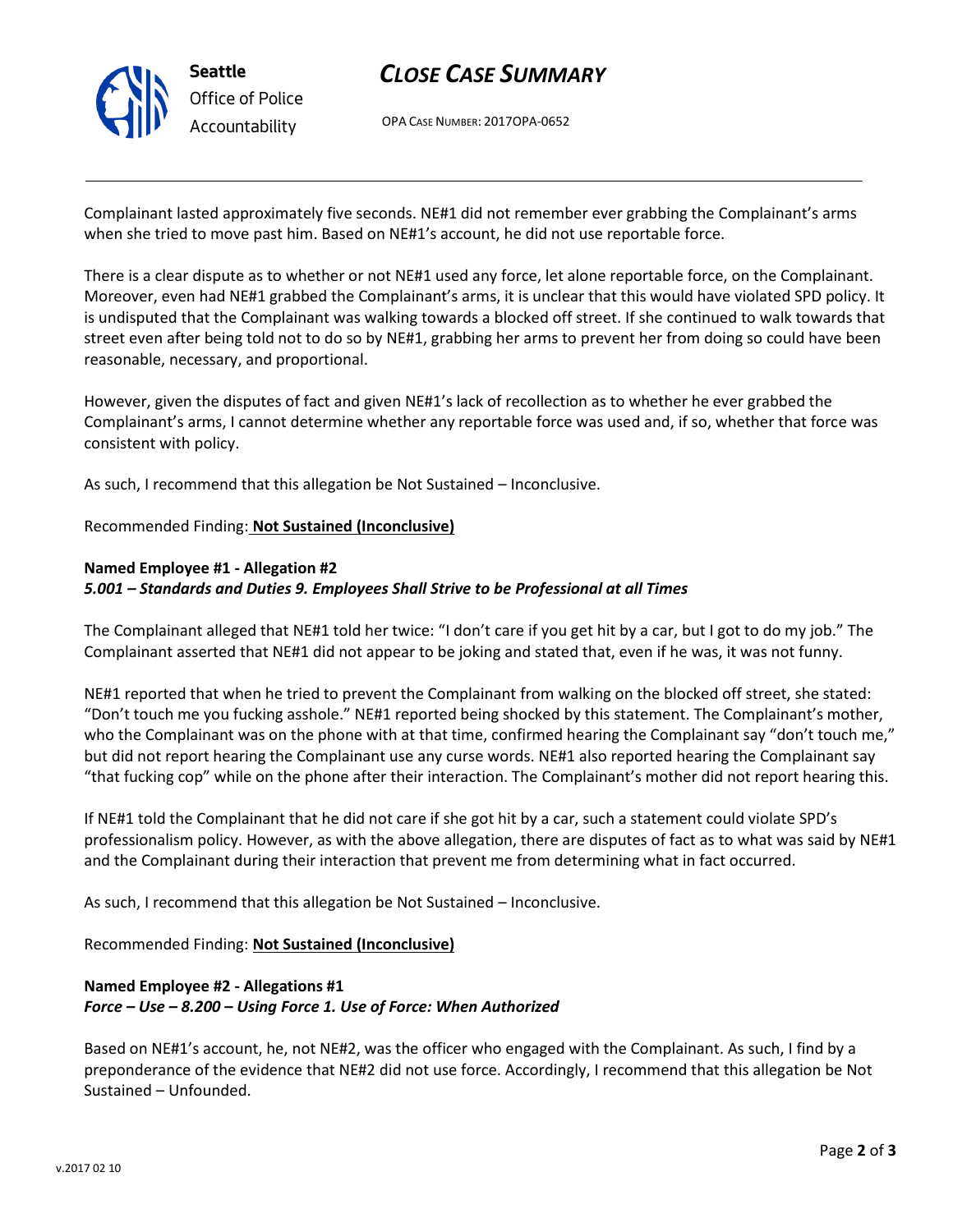Complainant lasted approximately five seconds. NE#1 did not remember ever grabbing the Complainant's arms when she tried to move past him. Based on NE#1's account, he did not use reportable force.

There is a clear dispute as to whether or not NE#1 used any force, let alone reportable force, on the Complainant. Moreover, even had NE#1 grabbed the Complainant's arms, it is unclear that this would have violated SPD policy. It is undisputed that the Complainant was walking towards a blocked off street. If she continued to walk towards that street even after being told not to do so by NE#1, grabbing her arms to prevent her from doing so could have been reasonable, necessary, and proportional.

However, given the disputes of fact and given NE#1's lack of recollection as to whether he ever grabbed the Complainant's arms, I cannot determine whether any reportable force was used and, if so, whether that force was consistent with policy.

As such, I recommend that this allegation be Not Sustained – Inconclusive.

Recommended Finding: **Not Sustained (Inconclusive)**

**Named Employee #1 - Allegation #2**
***5.001 – Standards and Duties 9. Employees Shall Strive to be Professional at all Times***

The Complainant alleged that NE#1 told her twice: "I don't care if you get hit by a car, but I got to do my job." The Complainant asserted that NE#1 did not appear to be joking and stated that, even if he was, it was not funny.

NE#1 reported that when he tried to prevent the Complainant from walking on the blocked off street, she stated: "Don't touch me you fucking asshole." NE#1 reported being shocked by this statement. The Complainant's mother, who the Complainant was on the phone with at that time, confirmed hearing the Complainant say "don't touch me," but did not report hearing the Complainant use any curse words. NE#1 also reported hearing the Complainant say "that fucking cop" while on the phone after their interaction. The Complainant's mother did not report hearing this.

If NE#1 told the Complainant that he did not care if she got hit by a car, such a statement could violate SPD's professionalism policy. However, as with the above allegation, there are disputes of fact as to what was said by NE#1 and the Complainant during their interaction that prevent me from determining what in fact occurred.

As such, I recommend that this allegation be Not Sustained – Inconclusive.

Recommended Finding: **Not Sustained (Inconclusive)**

**Named Employee #2 - Allegations #1**
***Force – Use – 8.200 – Using Force 1. Use of Force: When Authorized***

Based on NE#1's account, he, not NE#2, was the officer who engaged with the Complainant. As such, I find by a preponderance of the evidence that NE#2 did not use force. Accordingly, I recommend that this allegation be Not Sustained – Unfounded.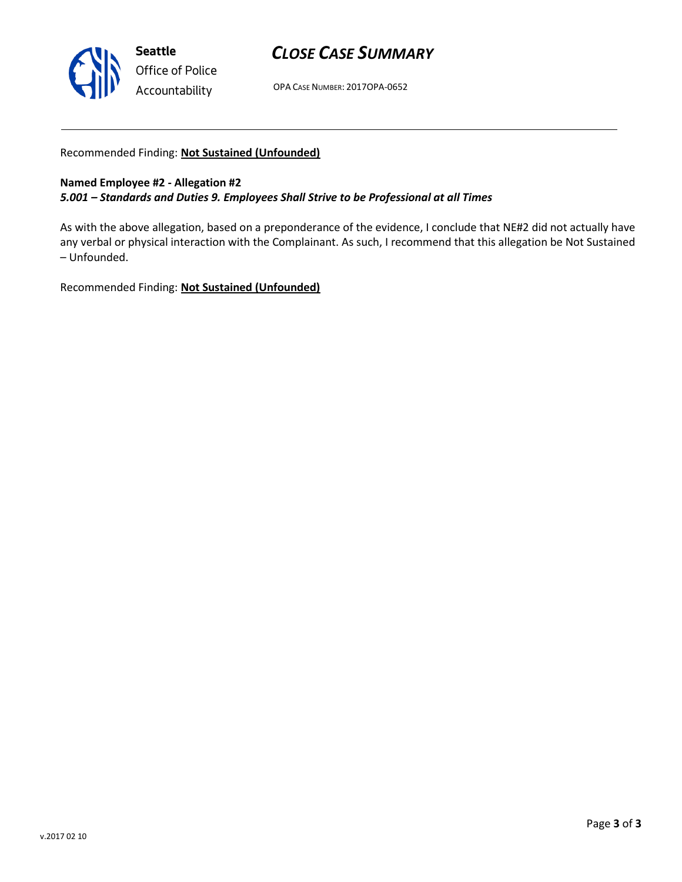Recommended Finding: **Not Sustained (Unfounded)**

**Named Employee #2 - Allegation #2**
***5.001 – Standards and Duties 9. Employees Shall Strive to be Professional at all Times***

As with the above allegation, based on a preponderance of the evidence, I conclude that NE#2 did not actually have any verbal or physical interaction with the Complainant. As such, I recommend that this allegation be Not Sustained – Unfounded.

Recommended Finding: **Not Sustained (Unfounded)**